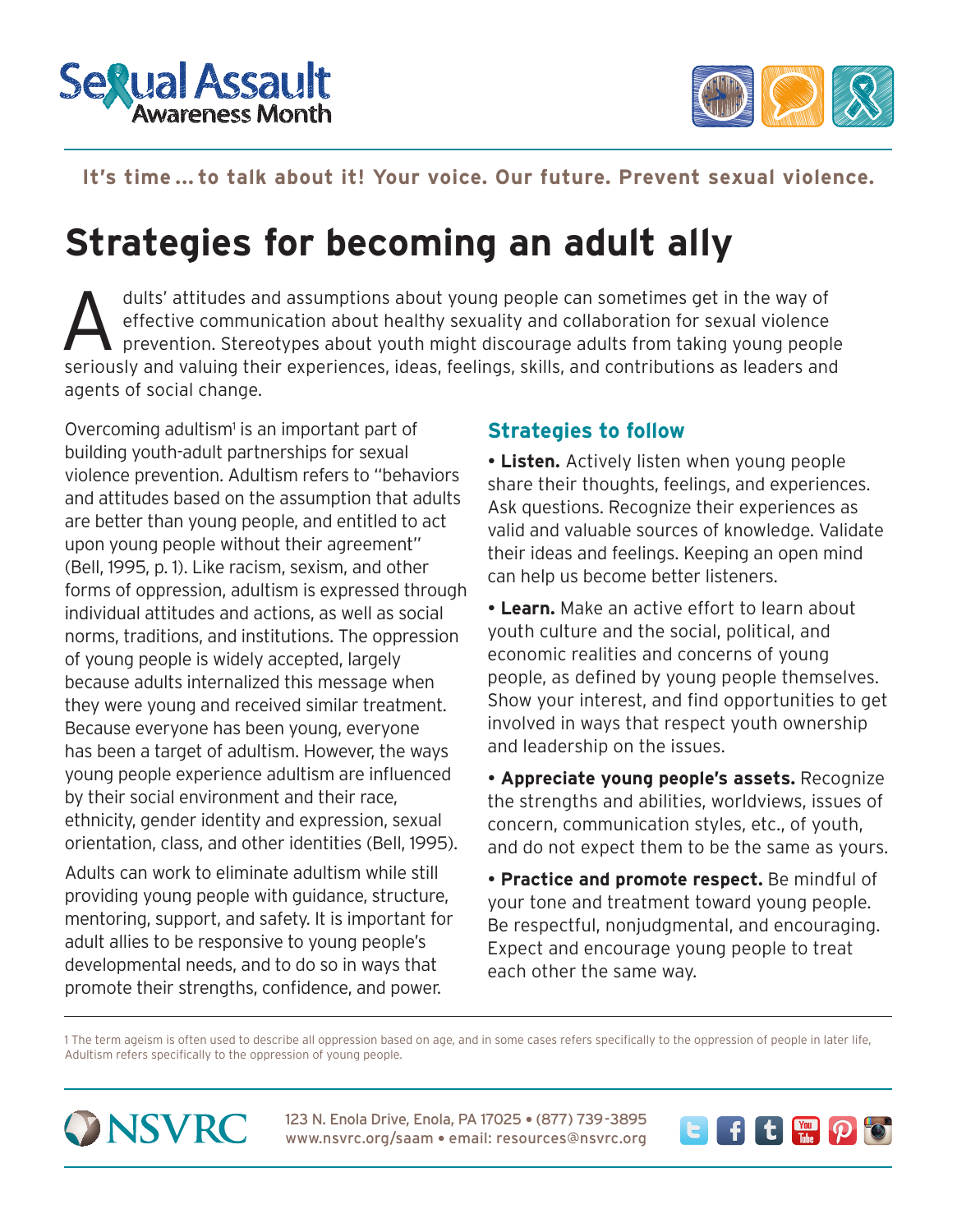Sexual Assault Awareness Month

**It's time ... to talk about it! Your voice. Our future. Prevent sexual violence.**

# Strategies for becoming an adult ally

Adults' attitudes and assumptions about young people can sometimes get in the way of effective communication about healthy sexuality and collaboration for sexual violence prevention. Stereotypes about youth might discourage adults from taking young people seriously and valuing their experiences, ideas, feelings, skills, and contributions as leaders and agents of social change.

Overcoming adultism[1] is an important part of building youth-adult partnerships for sexual violence prevention. Adultism refers to "behaviors and attitudes based on the assumption that adults are better than young people, and entitled to act upon young people without their agreement" (Bell, 1995, p. 1). Like racism, sexism, and other forms of oppression, adultism is expressed through individual attitudes and actions, as well as social norms, traditions, and institutions. The oppression of young people is widely accepted, largely because adults internalized this message when they were young and received similar treatment. Because everyone has been young, everyone has been a target of adultism. However, the ways young people experience adultism are influenced by their social environment and their race, ethnicity, gender identity and expression, sexual orientation, class, and other identities (Bell, 1995).

Adults can work to eliminate adultism while still providing young people with guidance, structure, mentoring, support, and safety. It is important for adult allies to be responsive to young people's developmental needs, and to do so in ways that promote their strengths, confidence, and power.

## Strategies to follow

- **Listen.** Actively listen when young people share their thoughts, feelings, and experiences. Ask questions. Recognize their experiences as valid and valuable sources of knowledge. Validate their ideas and feelings. Keeping an open mind can help us become better listeners.
- **Learn.** Make an active effort to learn about youth culture and the social, political, and economic realities and concerns of young people, as defined by young people themselves. Show your interest, and find opportunities to get involved in ways that respect youth ownership and leadership on the issues.
- **Appreciate young people's assets.** Recognize the strengths and abilities, worldviews, issues of concern, communication styles, etc., of youth, and do not expect them to be the same as yours.
- **Practice and promote respect.** Be mindful of your tone and treatment toward young people. Be respectful, nonjudgmental, and encouraging. Expect and encourage young people to treat each other the same way.

---

1 The term ageism is often used to describe all oppression based on age, and in some cases refers specifically to the oppression of people in later life, Adultism refers specifically to the oppression of young people.

NSVRC

123 N. Enola Drive, Enola, PA 17025 • (877) 739-3895
www.nsvrc.org/saam • email: resources@nsvrc.org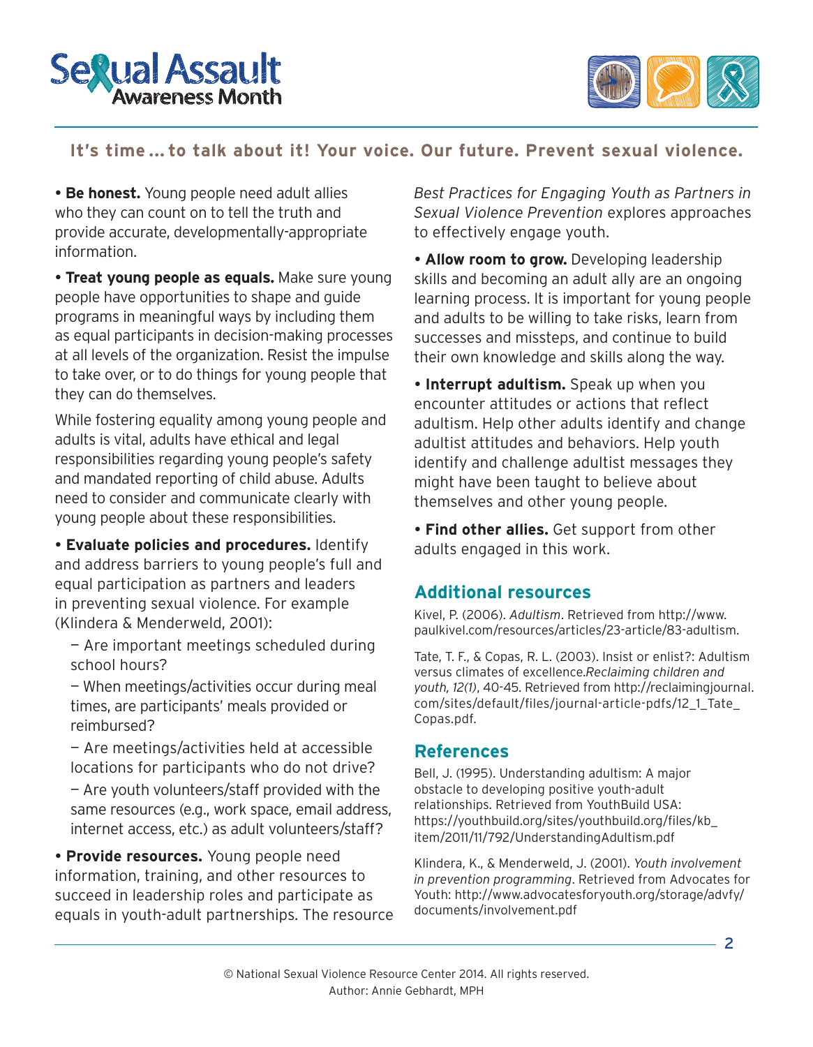It's time ... to talk about it! Your voice. Our future. Prevent sexual violence.

- **Be honest.** Young people need adult allies who they can count on to tell the truth and provide accurate, developmentally-appropriate information.
- **Treat young people as equals.** Make sure young people have opportunities to shape and guide programs in meaningful ways by including them as equal participants in decision-making processes at all levels of the organization. Resist the impulse to take over, or to do things for young people that they can do themselves.

While fostering equality among young people and adults is vital, adults have ethical and legal responsibilities regarding young people's safety and mandated reporting of child abuse. Adults need to consider and communicate clearly with young people about these responsibilities.

- **Evaluate policies and procedures.** Identify and address barriers to young people's full and equal participation as partners and leaders in preventing sexual violence. For example (Klindera & Menderweld, 2001):
  - Are important meetings scheduled during school hours?
  - When meetings/activities occur during meal times, are participants' meals provided or reimbursed?
  - Are meetings/activities held at accessible locations for participants who do not drive?
  - Are youth volunteers/staff provided with the same resources (e.g., work space, email address, internet access, etc.) as adult volunteers/staff?
- **Provide resources.** Young people need information, training, and other resources to succeed in leadership roles and participate as equals in youth-adult partnerships. The resource *Best Practices for Engaging Youth as Partners in Sexual Violence Prevention* explores approaches to effectively engage youth.
- **Allow room to grow.** Developing leadership skills and becoming an adult ally are an ongoing learning process. It is important for young people and adults to be willing to take risks, learn from successes and missteps, and continue to build their own knowledge and skills along the way.
- **Interrupt adultism.** Speak up when you encounter attitudes or actions that reflect adultism. Help other adults identify and change adultist attitudes and behaviors. Help youth identify and challenge adultist messages they might have been taught to believe about themselves and other young people.
- **Find other allies.** Get support from other adults engaged in this work.

## Additional resources

Kivel, P. (2006). *Adultism*. Retrieved from http://www.paulkivel.com/resources/articles/23-article/83-adultism.

Tate, T. F., & Copas, R. L. (2003). Insist or enlist?: Adultism versus climates of excellence.*Reclaiming children and youth, 12(1)*, 40-45. Retrieved from http://reclaimingjournal.com/sites/default/files/journal-article-pdfs/12_1_Tate_Copas.pdf.

## References

Bell, J. (1995). Understanding adultism: A major obstacle to developing positive youth-adult relationships. Retrieved from YouthBuild USA: https://youthbuild.org/sites/youthbuild.org/files/kb_item/2011/11/792/UnderstandingAdultism.pdf

Klindera, K., & Menderweld, J. (2001). *Youth involvement in prevention programming*. Retrieved from Advocates for Youth: http://www.advocatesforyouth.org/storage/advfy/documents/involvement.pdf

© National Sexual Violence Resource Center 2014. All rights reserved.
Author: Annie Gebhardt, MPH